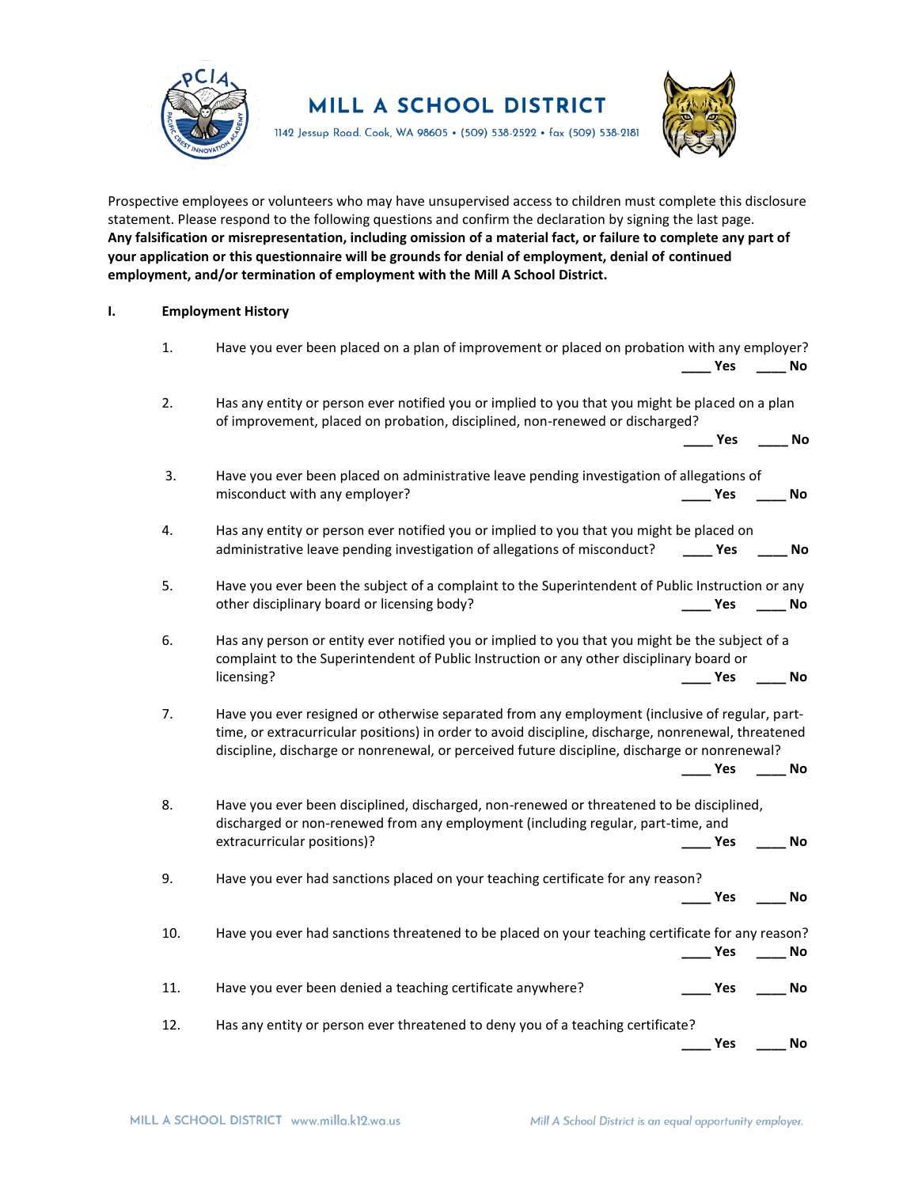# MILL A SCHOOL DISTRICT

1142 Jessup Road. Cook, WA 98605 • (509) 538-2522 • fax (509) 538-2181

Prospective employees or volunteers who may have unsupervised access to children must complete this disclosure statement. Please respond to the following questions and confirm the declaration by signing the last page.
**Any falsification or misrepresentation, including omission of a material fact, or failure to complete any part of your application or this questionnaire will be grounds for denial of employment, denial of continued employment, and/or termination of employment with the Mill A School District.**

## I. Employment History

1. Have you ever been placed on a plan of improvement or placed on probation with any employer?
   ____ Yes ____ No

2. Has any entity or person ever notified you or implied to you that you might be placed on a plan of improvement, placed on probation, disciplined, non-renewed or discharged?
   ____ Yes ____ No

3. Have you ever been placed on administrative leave pending investigation of allegations of misconduct with any employer?
   ____ Yes ____ No

4. Has any entity or person ever notified you or implied to you that you might be placed on administrative leave pending investigation of allegations of misconduct?
   ____ Yes ____ No

5. Have you ever been the subject of a complaint to the Superintendent of Public Instruction or any other disciplinary board or licensing body?
   ____ Yes ____ No

6. Has any person or entity ever notified you or implied to you that you might be the subject of a complaint to the Superintendent of Public Instruction or any other disciplinary board or licensing?
   ____ Yes ____ No

7. Have you ever resigned or otherwise separated from any employment (inclusive of regular, part-time, or extracurricular positions) in order to avoid discipline, discharge, nonrenewal, threatened discipline, discharge or nonrenewal, or perceived future discipline, discharge or nonrenewal?
   ____ Yes ____ No

8. Have you ever been disciplined, discharged, non-renewed or threatened to be disciplined, discharged or non-renewed from any employment (including regular, part-time, and extracurricular positions)?
   ____ Yes ____ No

9. Have you ever had sanctions placed on your teaching certificate for any reason?
   ____ Yes ____ No

10. Have you ever had sanctions threatened to be placed on your teaching certificate for any reason?
    ____ Yes ____ No

11. Have you ever been denied a teaching certificate anywhere?
    ____ Yes ____ No

12. Has any entity or person ever threatened to deny you of a teaching certificate?
    ____ Yes ____ No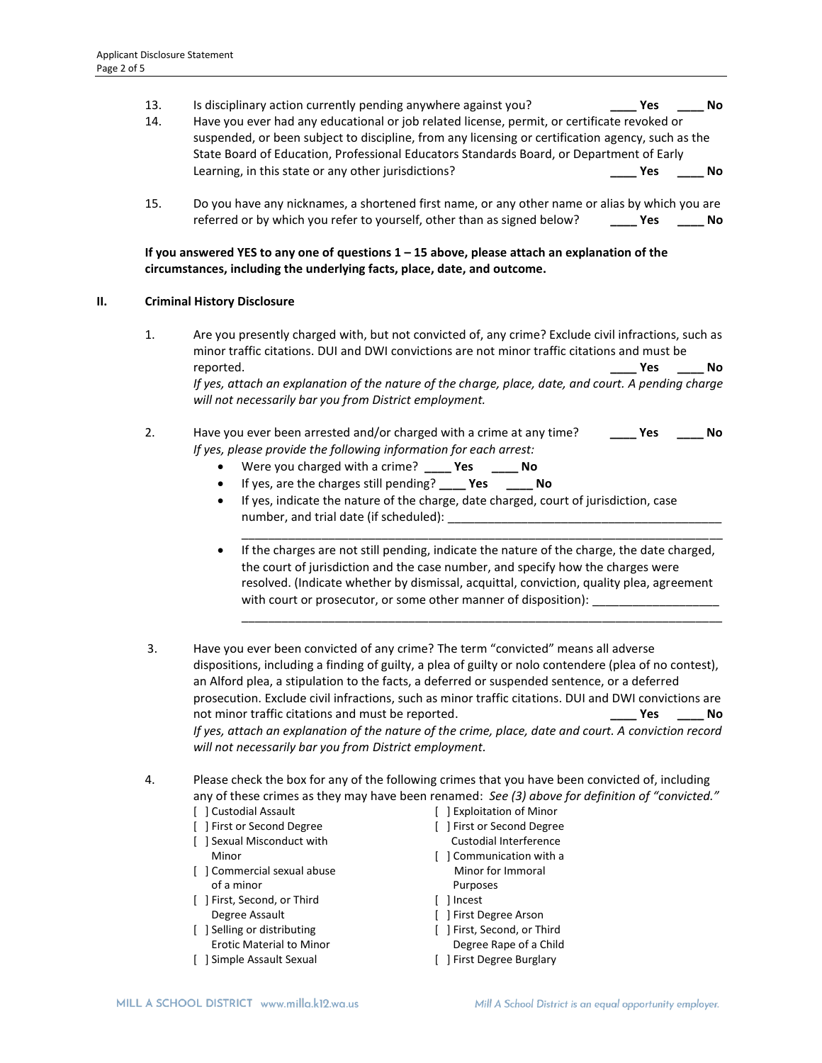13. Is disciplinary action currently pending anywhere against you? **____ Yes ____ No**

14. Have you ever had any educational or job related license, permit, or certificate revoked or suspended, or been subject to discipline, from any licensing or certification agency, such as the State Board of Education, Professional Educators Standards Board, or Department of Early Learning, in this state or any other jurisdictions? **____ Yes ____ No**

15. Do you have any nicknames, a shortened first name, or any other name or alias by which you are referred or by which you refer to yourself, other than as signed below? **____ Yes ____ No**

**If you answered YES to any one of questions 1 – 15 above, please attach an explanation of the circumstances, including the underlying facts, place, date, and outcome.**

## II. Criminal History Disclosure

1. Are you presently charged with, but not convicted of, any crime? Exclude civil infractions, such as minor traffic citations. DUI and DWI convictions are not minor traffic citations and must be reported. **____ Yes ____ No**

   *If yes, attach an explanation of the nature of the charge, place, date, and court. A pending charge will not necessarily bar you from District employment.*

2. Have you ever been arrested and/or charged with a crime at any time? **____ Yes ____ No**

   *If yes, please provide the following information for each arrest:*

   - Were you charged with a crime? **____ Yes ____ No**
   - If yes, are the charges still pending? **____ Yes ____ No**
   - If yes, indicate the nature of the charge, date charged, court of jurisdiction, case number, and trial date (if scheduled): ________________________________________
     ________________________________________________________________________
   - If the charges are not still pending, indicate the nature of the charge, the date charged, the court of jurisdiction and the case number, and specify how the charges were resolved. (Indicate whether by dismissal, acquittal, conviction, quality plea, agreement with court or prosecutor, or some other manner of disposition): __________________
     ________________________________________________________________________

3. Have you ever been convicted of any crime? The term "convicted" means all adverse dispositions, including a finding of guilty, a plea of guilty or nolo contendere (plea of no contest), an Alford plea, a stipulation to the facts, a deferred or suspended sentence, or a deferred prosecution. Exclude civil infractions, such as minor traffic citations. DUI and DWI convictions are not minor traffic citations and must be reported. **____ Yes ____ No**

   *If yes, attach an explanation of the nature of the crime, place, date and court. A conviction record will not necessarily bar you from District employment.*

4. Please check the box for any of the following crimes that you have been convicted of, including any of these crimes as they may have been renamed: *See (3) above for definition of "convicted."*

   [ ] Custodial Assault
   [ ] First or Second Degree
   [ ] Sexual Misconduct with Minor
   [ ] Commercial sexual abuse of a minor
   [ ] First, Second, or Third Degree Assault
   [ ] Selling or distributing Erotic Material to Minor
   [ ] Simple Assault Sexual
   [ ] Exploitation of Minor
   [ ] First or Second Degree Custodial Interference
   [ ] Communication with a Minor for Immoral Purposes
   [ ] Incest
   [ ] First Degree Arson
   [ ] First, Second, or Third Degree Rape of a Child
   [ ] First Degree Burglary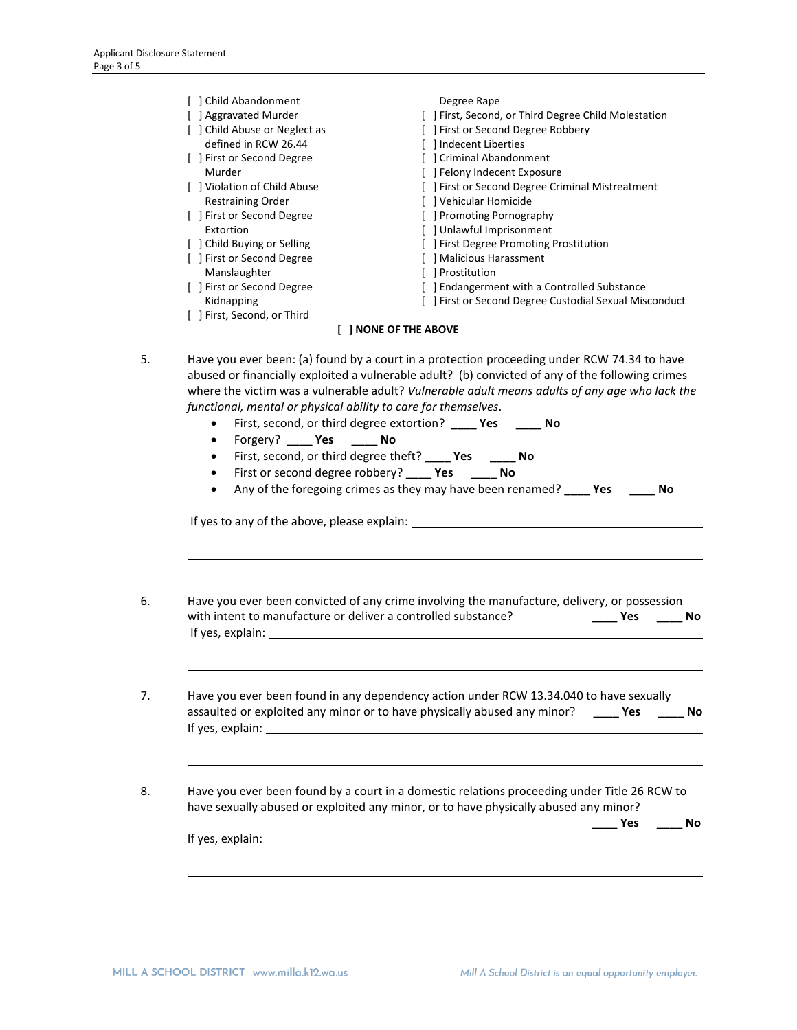- [ ] Child Abandonment
- [ ] Aggravated Murder
- [ ] Child Abuse or Neglect as defined in RCW 26.44
- [ ] First or Second Degree Murder
- [ ] Violation of Child Abuse Restraining Order
- [ ] First or Second Degree Extortion
- [ ] Child Buying or Selling
- [ ] First or Second Degree Manslaughter
- [ ] First or Second Degree Kidnapping
- [ ] First, Second, or Third Degree Rape
- [ ] First, Second, or Third Degree Child Molestation
- [ ] First or Second Degree Robbery
- [ ] Indecent Liberties
- [ ] Criminal Abandonment
- [ ] Felony Indecent Exposure
- [ ] First or Second Degree Criminal Mistreatment
- [ ] Vehicular Homicide
- [ ] Promoting Pornography
- [ ] Unlawful Imprisonment
- [ ] First Degree Promoting Prostitution
- [ ] Malicious Harassment
- [ ] Prostitution
- [ ] Endangerment with a Controlled Substance
- [ ] First or Second Degree Custodial Sexual Misconduct

**[ ] NONE OF THE ABOVE**

5. Have you ever been: (a) found by a court in a protection proceeding under RCW 74.34 to have abused or financially exploited a vulnerable adult? (b) convicted of any of the following crimes where the victim was a vulnerable adult? *Vulnerable adult means adults of any age who lack the functional, mental or physical ability to care for themselves*.
   - First, second, or third degree extortion? ____ **Yes** ____ **No**
   - Forgery? ____ **Yes** ____ **No**
   - First, second, or third degree theft? ____ **Yes** ____ **No**
   - First or second degree robbery? ____ **Yes** ____ **No**
   - Any of the foregoing crimes as they may have been renamed? ____ **Yes** ____ **No**

   If yes to any of the above, please explain: ______________________________________________

   ______________________________________________________________________

6. Have you ever been convicted of any crime involving the manufacture, delivery, or possession with intent to manufacture or deliver a controlled substance? ____ **Yes** ____ **No**

   If yes, explain: ______________________________________________________________

   ______________________________________________________________________

7. Have you ever been found in any dependency action under RCW 13.34.040 to have sexually assaulted or exploited any minor or to have physically abused any minor? ____ **Yes** ____ **No**

   If yes, explain: ______________________________________________________________

   ______________________________________________________________________

8. Have you ever been found by a court in a domestic relations proceeding under Title 26 RCW to have sexually abused or exploited any minor, or to have physically abused any minor? ____ **Yes** ____ **No**

   If yes, explain: ______________________________________________________________

   ______________________________________________________________________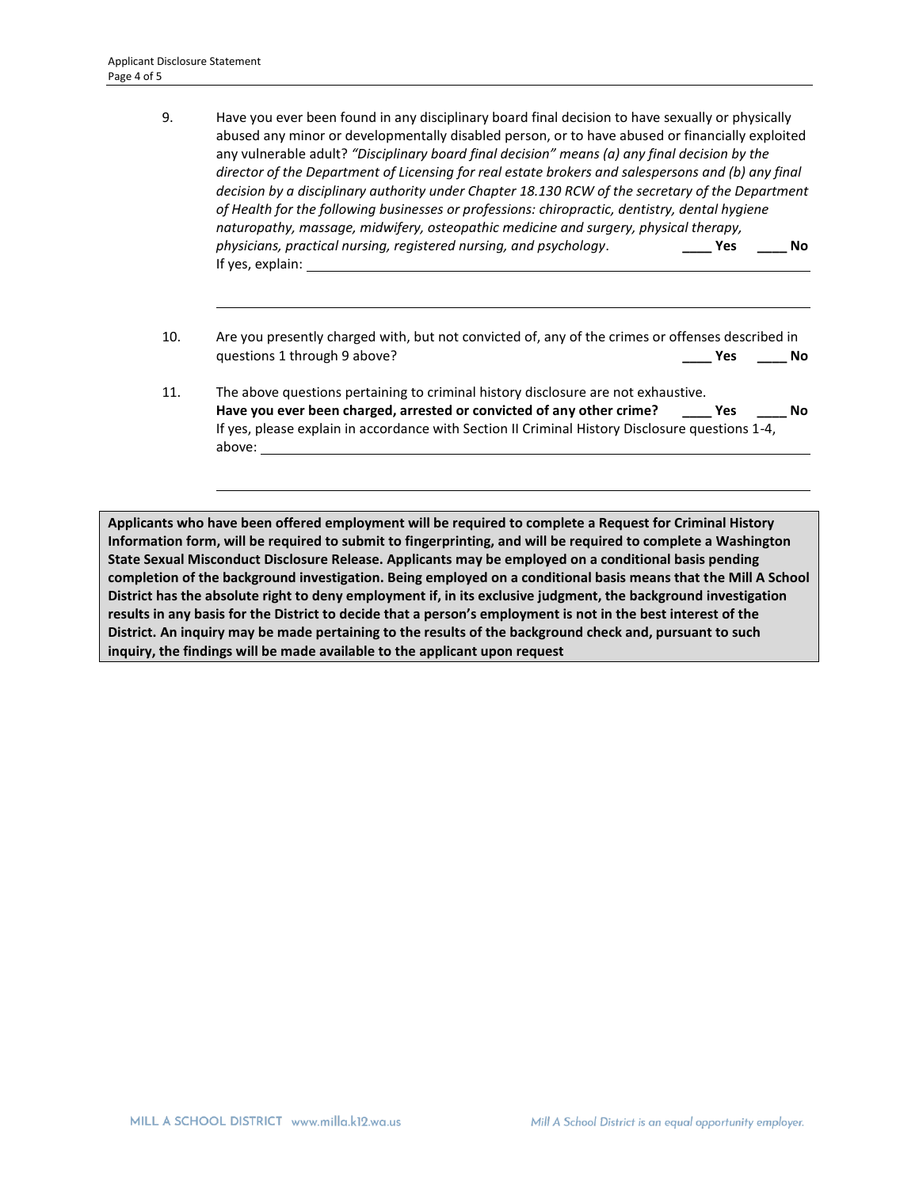9. Have you ever been found in any disciplinary board final decision to have sexually or physically abused any minor or developmentally disabled person, or to have abused or financially exploited any vulnerable adult? *"Disciplinary board final decision" means (a) any final decision by the director of the Department of Licensing for real estate brokers and salespersons and (b) any final decision by a disciplinary authority under Chapter 18.130 RCW of the secretary of the Department of Health for the following businesses or professions: chiropractic, dentistry, dental hygiene naturopathy, massage, midwifery, osteopathic medicine and surgery, physical therapy, physicians, practical nursing, registered nursing, and psychology*. ____ **Yes** ____ **No**

   If yes, explain: ______________________________________________________________

   ______________________________________________________________

10. Are you presently charged with, but not convicted of, any of the crimes or offenses described in questions 1 through 9 above? ____ **Yes** ____ **No**

11. The above questions pertaining to criminal history disclosure are not exhaustive.
   **Have you ever been charged, arrested or convicted of any other crime?** ____ **Yes** ____ **No**

   If yes, please explain in accordance with Section II Criminal History Disclosure questions 1-4, above: ______________________________________________________________

   ______________________________________________________________

**Applicants who have been offered employment will be required to complete a Request for Criminal History Information form, will be required to submit to fingerprinting, and will be required to complete a Washington State Sexual Misconduct Disclosure Release. Applicants may be employed on a conditional basis pending completion of the background investigation. Being employed on a conditional basis means that the Mill A School District has the absolute right to deny employment if, in its exclusive judgment, the background investigation results in any basis for the District to decide that a person's employment is not in the best interest of the District. An inquiry may be made pertaining to the results of the background check and, pursuant to such inquiry, the findings will be made available to the applicant upon request**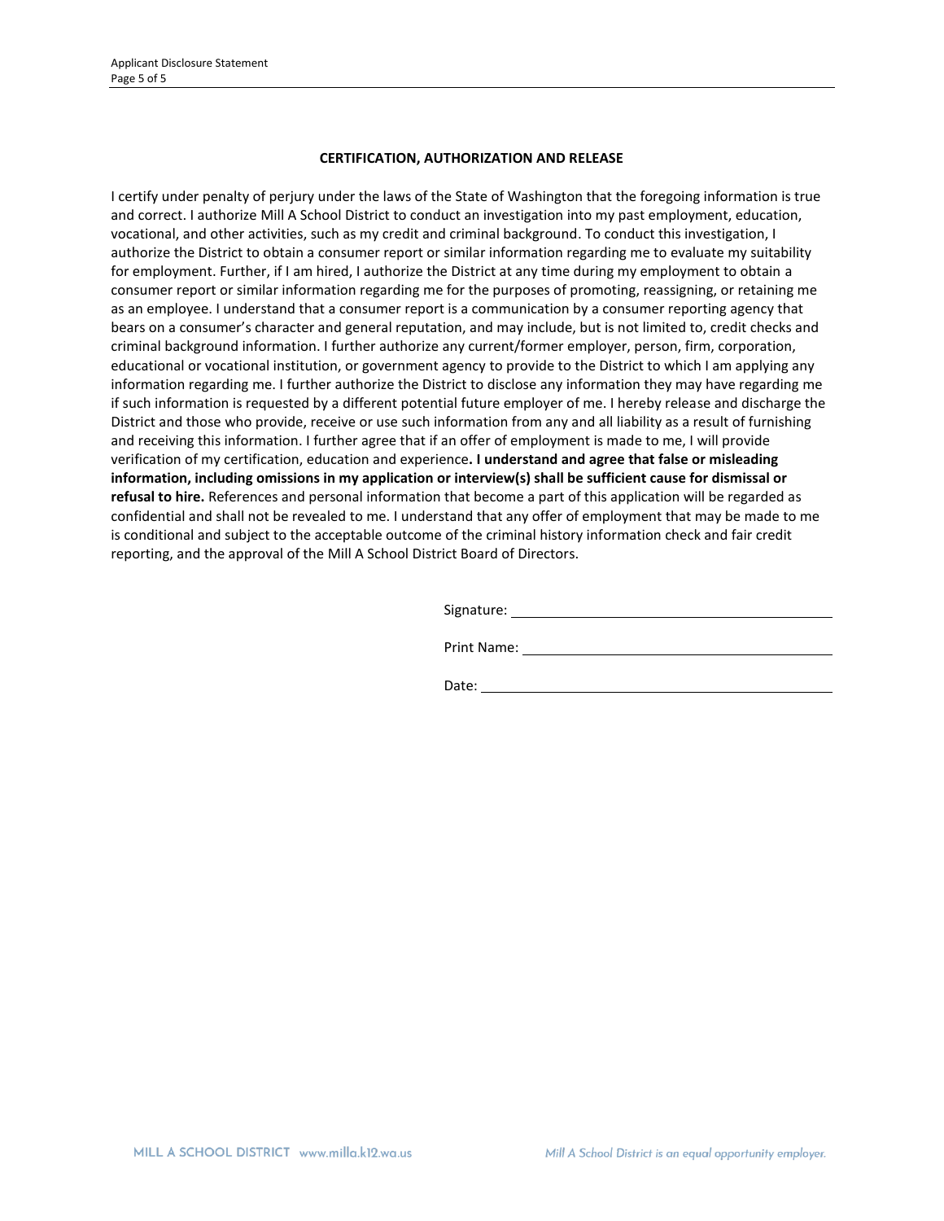## CERTIFICATION, AUTHORIZATION AND RELEASE

I certify under penalty of perjury under the laws of the State of Washington that the foregoing information is true and correct. I authorize Mill A School District to conduct an investigation into my past employment, education, vocational, and other activities, such as my credit and criminal background. To conduct this investigation, I authorize the District to obtain a consumer report or similar information regarding me to evaluate my suitability for employment. Further, if I am hired, I authorize the District at any time during my employment to obtain a consumer report or similar information regarding me for the purposes of promoting, reassigning, or retaining me as an employee. I understand that a consumer report is a communication by a consumer reporting agency that bears on a consumer's character and general reputation, and may include, but is not limited to, credit checks and criminal background information. I further authorize any current/former employer, person, firm, corporation, educational or vocational institution, or government agency to provide to the District to which I am applying any information regarding me. I further authorize the District to disclose any information they may have regarding me if such information is requested by a different potential future employer of me. I hereby release and discharge the District and those who provide, receive or use such information from any and all liability as a result of furnishing and receiving this information. I further agree that if an offer of employment is made to me, I will provide verification of my certification, education and experience**. I understand and agree that false or misleading information, including omissions in my application or interview(s) shall be sufficient cause for dismissal or refusal to hire.** References and personal information that become a part of this application will be regarded as confidential and shall not be revealed to me. I understand that any offer of employment that may be made to me is conditional and subject to the acceptable outcome of the criminal history information check and fair credit reporting, and the approval of the Mill A School District Board of Directors.

Signature: ____________________________________

Print Name: ____________________________________

Date: ____________________________________

MILL A SCHOOL DISTRICT www.milla.k12.wa.us

*Mill A School District is an equal opportunity employer.*